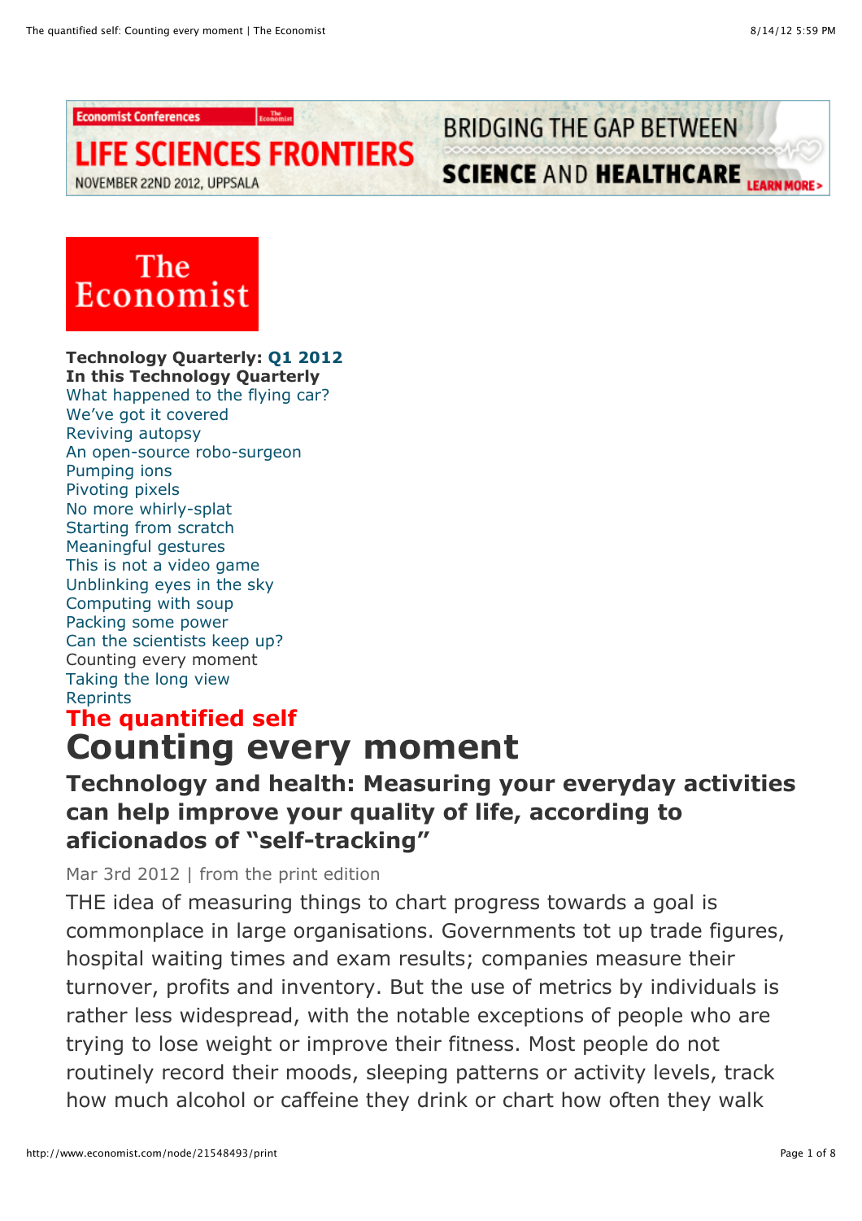Technology Quarterly: Q1 2012

**In this Technology Quarterly**

- What happened to the flying car?
- We've got it covered
- Reviving autopsy
- An open-source robo-surgeon
- Pumping ions
- Pivoting pixels
- No more whirly-splat
- Starting from scratch
- Meaningful gestures
- This is not a video game
- Unblinking eyes in the sky
- Computing with soup
- Packing some power
- Can the scientists keep up?
- Counting every moment
- Taking the long view
- Reprints

**The quantified self**

# Counting every moment

## Technology and health: Measuring your everyday activities can help improve your quality of life, according to aficionados of "self-tracking"

Mar 3rd 2012 | from the print edition

THE idea of measuring things to chart progress towards a goal is commonplace in large organisations. Governments tot up trade figures, hospital waiting times and exam results; companies measure their turnover, profits and inventory. But the use of metrics by individuals is rather less widespread, with the notable exceptions of people who are trying to lose weight or improve their fitness. Most people do not routinely record their moods, sleeping patterns or activity levels, track how much alcohol or caffeine they drink or chart how often they walk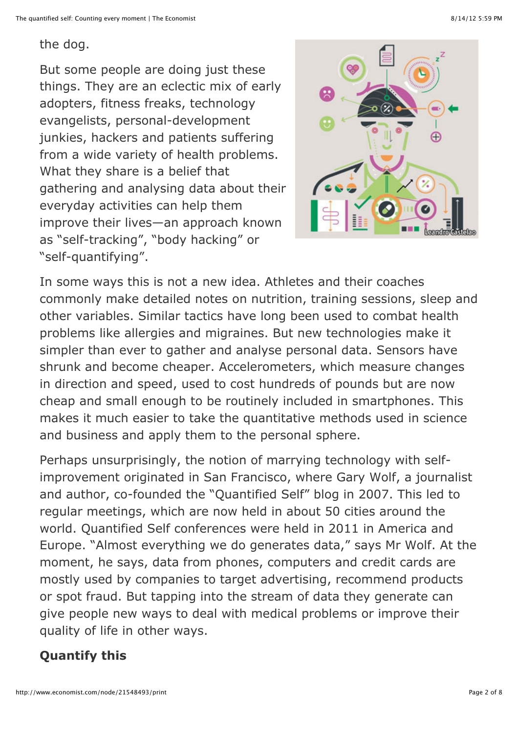the dog.

But some people are doing just these things. They are an eclectic mix of early adopters, fitness freaks, technology evangelists, personal-development junkies, hackers and patients suffering from a wide variety of health problems. What they share is a belief that gathering and analysing data about their everyday activities can help them improve their lives—an approach known as "self-tracking", "body hacking" or "self-quantifying".

In some ways this is not a new idea. Athletes and their coaches commonly make detailed notes on nutrition, training sessions, sleep and other variables. Similar tactics have long been used to combat health problems like allergies and migraines. But new technologies make it simpler than ever to gather and analyse personal data. Sensors have shrunk and become cheaper. Accelerometers, which measure changes in direction and speed, used to cost hundreds of pounds but are now cheap and small enough to be routinely included in smartphones. This makes it much easier to take the quantitative methods used in science and business and apply them to the personal sphere.

Perhaps unsurprisingly, the notion of marrying technology with self-improvement originated in San Francisco, where Gary Wolf, a journalist and author, co-founded the "Quantified Self" blog in 2007. This led to regular meetings, which are now held in about 50 cities around the world. Quantified Self conferences were held in 2011 in America and Europe. "Almost everything we do generates data," says Mr Wolf. At the moment, he says, data from phones, computers and credit cards are mostly used by companies to target advertising, recommend products or spot fraud. But tapping into the stream of data they generate can give people new ways to deal with medical problems or improve their quality of life in other ways.

**Quantify this**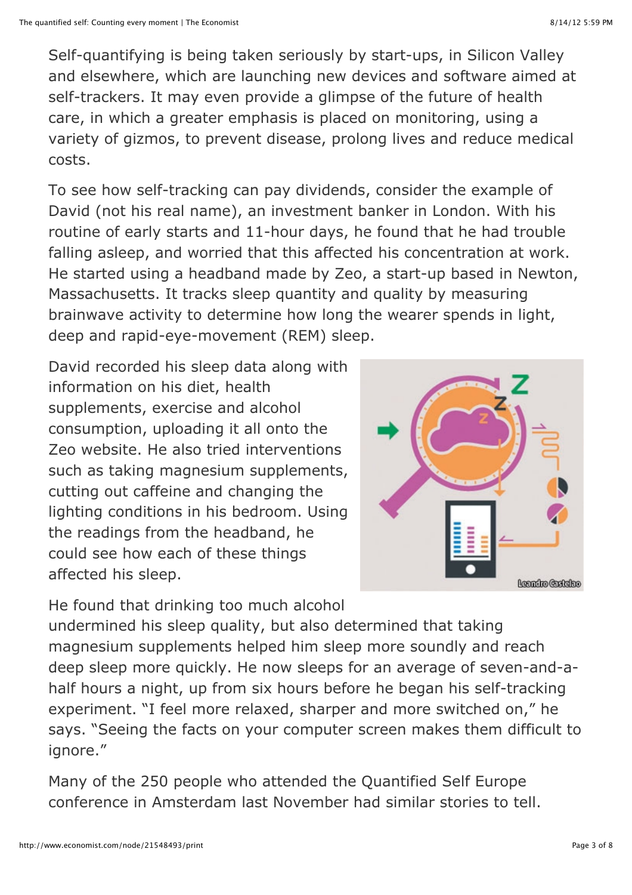Self-quantifying is being taken seriously by start-ups, in Silicon Valley and elsewhere, which are launching new devices and software aimed at self-trackers. It may even provide a glimpse of the future of health care, in which a greater emphasis is placed on monitoring, using a variety of gizmos, to prevent disease, prolong lives and reduce medical costs.

To see how self-tracking can pay dividends, consider the example of David (not his real name), an investment banker in London. With his routine of early starts and 11-hour days, he found that he had trouble falling asleep, and worried that this affected his concentration at work. He started using a headband made by Zeo, a start-up based in Newton, Massachusetts. It tracks sleep quantity and quality by measuring brainwave activity to determine how long the wearer spends in light, deep and rapid-eye-movement (REM) sleep.

David recorded his sleep data along with information on his diet, health supplements, exercise and alcohol consumption, uploading it all onto the Zeo website. He also tried interventions such as taking magnesium supplements, cutting out caffeine and changing the lighting conditions in his bedroom. Using the readings from the headband, he could see how each of these things affected his sleep.

Leandro Castelao

He found that drinking too much alcohol undermined his sleep quality, but also determined that taking magnesium supplements helped him sleep more soundly and reach deep sleep more quickly. He now sleeps for an average of seven-and-a-half hours a night, up from six hours before he began his self-tracking experiment. "I feel more relaxed, sharper and more switched on," he says. "Seeing the facts on your computer screen makes them difficult to ignore."

Many of the 250 people who attended the Quantified Self Europe conference in Amsterdam last November had similar stories to tell.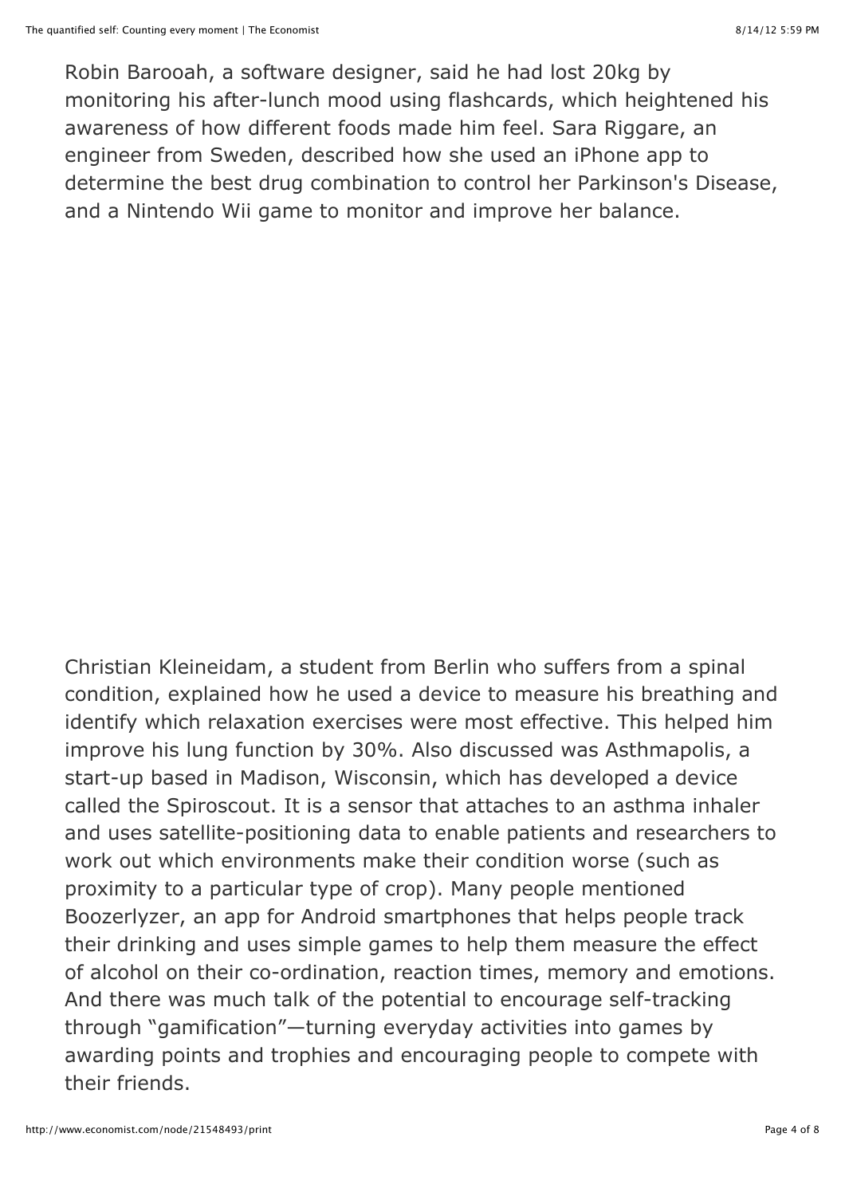Robin Barooah, a software designer, said he had lost 20kg by monitoring his after-lunch mood using flashcards, which heightened his awareness of how different foods made him feel. Sara Riggare, an engineer from Sweden, described how she used an iPhone app to determine the best drug combination to control her Parkinson's Disease, and a Nintendo Wii game to monitor and improve her balance.

Christian Kleineidam, a student from Berlin who suffers from a spinal condition, explained how he used a device to measure his breathing and identify which relaxation exercises were most effective. This helped him improve his lung function by 30%. Also discussed was Asthmapolis, a start-up based in Madison, Wisconsin, which has developed a device called the Spiroscout. It is a sensor that attaches to an asthma inhaler and uses satellite-positioning data to enable patients and researchers to work out which environments make their condition worse (such as proximity to a particular type of crop). Many people mentioned Boozerlyzer, an app for Android smartphones that helps people track their drinking and uses simple games to help them measure the effect of alcohol on their co-ordination, reaction times, memory and emotions. And there was much talk of the potential to encourage self-tracking through "gamification"—turning everyday activities into games by awarding points and trophies and encouraging people to compete with their friends.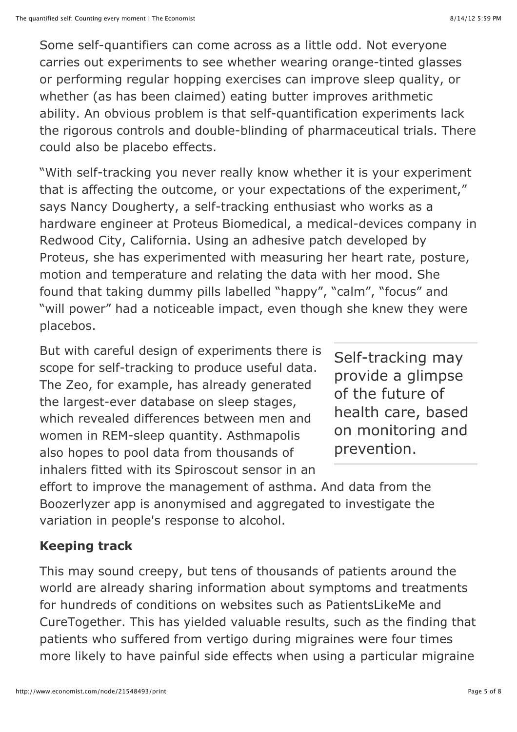Some self-quantifiers can come across as a little odd. Not everyone carries out experiments to see whether wearing orange-tinted glasses or performing regular hopping exercises can improve sleep quality, or whether (as has been claimed) eating butter improves arithmetic ability. An obvious problem is that self-quantification experiments lack the rigorous controls and double-blinding of pharmaceutical trials. There could also be placebo effects.

"With self-tracking you never really know whether it is your experiment that is affecting the outcome, or your expectations of the experiment," says Nancy Dougherty, a self-tracking enthusiast who works as a hardware engineer at Proteus Biomedical, a medical-devices company in Redwood City, California. Using an adhesive patch developed by Proteus, she has experimented with measuring her heart rate, posture, motion and temperature and relating the data with her mood. She found that taking dummy pills labelled "happy", "calm", "focus" and "will power" had a noticeable impact, even though she knew they were placebos.

> Self-tracking may provide a glimpse of the future of health care, based on monitoring and prevention.

But with careful design of experiments there is scope for self-tracking to produce useful data. The Zeo, for example, has already generated the largest-ever database on sleep stages, which revealed differences between men and women in REM-sleep quantity. Asthmapolis also hopes to pool data from thousands of inhalers fitted with its Spiroscout sensor in an effort to improve the management of asthma. And data from the Boozerlyzer app is anonymised and aggregated to investigate the variation in people's response to alcohol.

### Keeping track

This may sound creepy, but tens of thousands of patients around the world are already sharing information about symptoms and treatments for hundreds of conditions on websites such as PatientsLikeMe and CureTogether. This has yielded valuable results, such as the finding that patients who suffered from vertigo during migraines were four times more likely to have painful side effects when using a particular migraine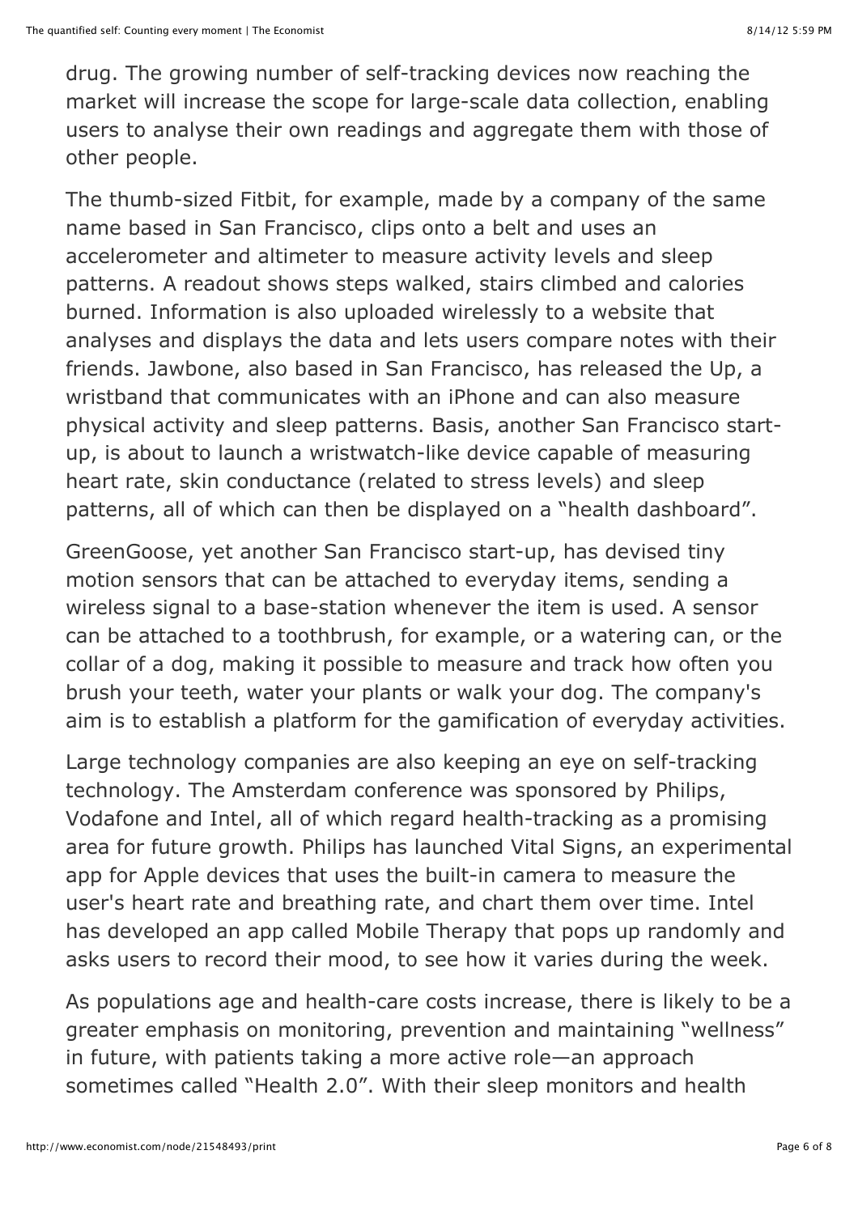drug. The growing number of self-tracking devices now reaching the market will increase the scope for large-scale data collection, enabling users to analyse their own readings and aggregate them with those of other people.

The thumb-sized Fitbit, for example, made by a company of the same name based in San Francisco, clips onto a belt and uses an accelerometer and altimeter to measure activity levels and sleep patterns. A readout shows steps walked, stairs climbed and calories burned. Information is also uploaded wirelessly to a website that analyses and displays the data and lets users compare notes with their friends. Jawbone, also based in San Francisco, has released the Up, a wristband that communicates with an iPhone and can also measure physical activity and sleep patterns. Basis, another San Francisco start-up, is about to launch a wristwatch-like device capable of measuring heart rate, skin conductance (related to stress levels) and sleep patterns, all of which can then be displayed on a "health dashboard".

GreenGoose, yet another San Francisco start-up, has devised tiny motion sensors that can be attached to everyday items, sending a wireless signal to a base-station whenever the item is used. A sensor can be attached to a toothbrush, for example, or a watering can, or the collar of a dog, making it possible to measure and track how often you brush your teeth, water your plants or walk your dog. The company's aim is to establish a platform for the gamification of everyday activities.

Large technology companies are also keeping an eye on self-tracking technology. The Amsterdam conference was sponsored by Philips, Vodafone and Intel, all of which regard health-tracking as a promising area for future growth. Philips has launched Vital Signs, an experimental app for Apple devices that uses the built-in camera to measure the user's heart rate and breathing rate, and chart them over time. Intel has developed an app called Mobile Therapy that pops up randomly and asks users to record their mood, to see how it varies during the week.

As populations age and health-care costs increase, there is likely to be a greater emphasis on monitoring, prevention and maintaining "wellness" in future, with patients taking a more active role—an approach sometimes called "Health 2.0". With their sleep monitors and health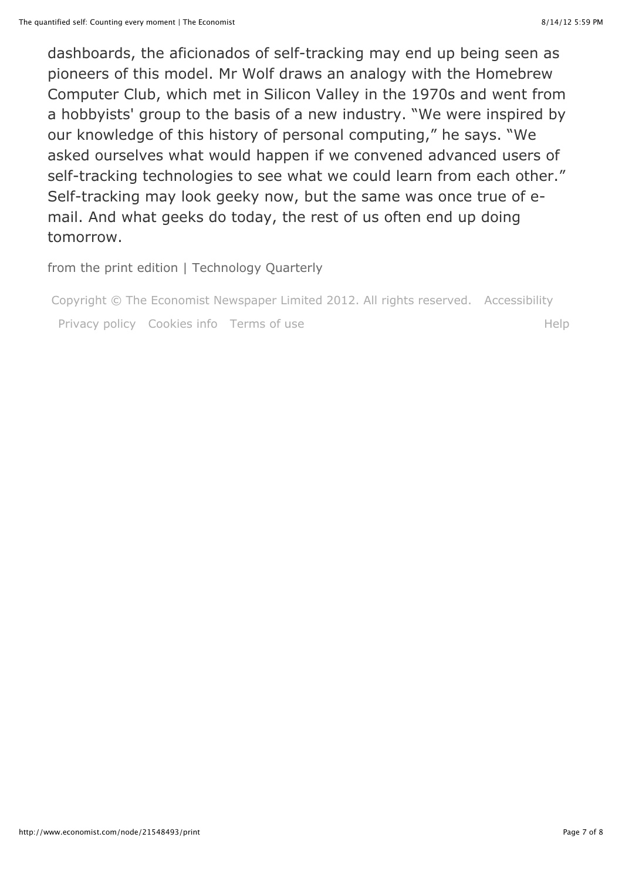dashboards, the aficionados of self-tracking may end up being seen as pioneers of this model. Mr Wolf draws an analogy with the Homebrew Computer Club, which met in Silicon Valley in the 1970s and went from a hobbyists' group to the basis of a new industry. "We were inspired by our knowledge of this history of personal computing," he says. "We asked ourselves what would happen if we convened advanced users of self-tracking technologies to see what we could learn from each other." Self-tracking may look geeky now, but the same was once true of e-mail. And what geeks do today, the rest of us often end up doing tomorrow.

from the print edition | Technology Quarterly

Copyright © The Economist Newspaper Limited 2012. All rights reserved. Accessibility

Privacy policy Cookies info Terms of use Help